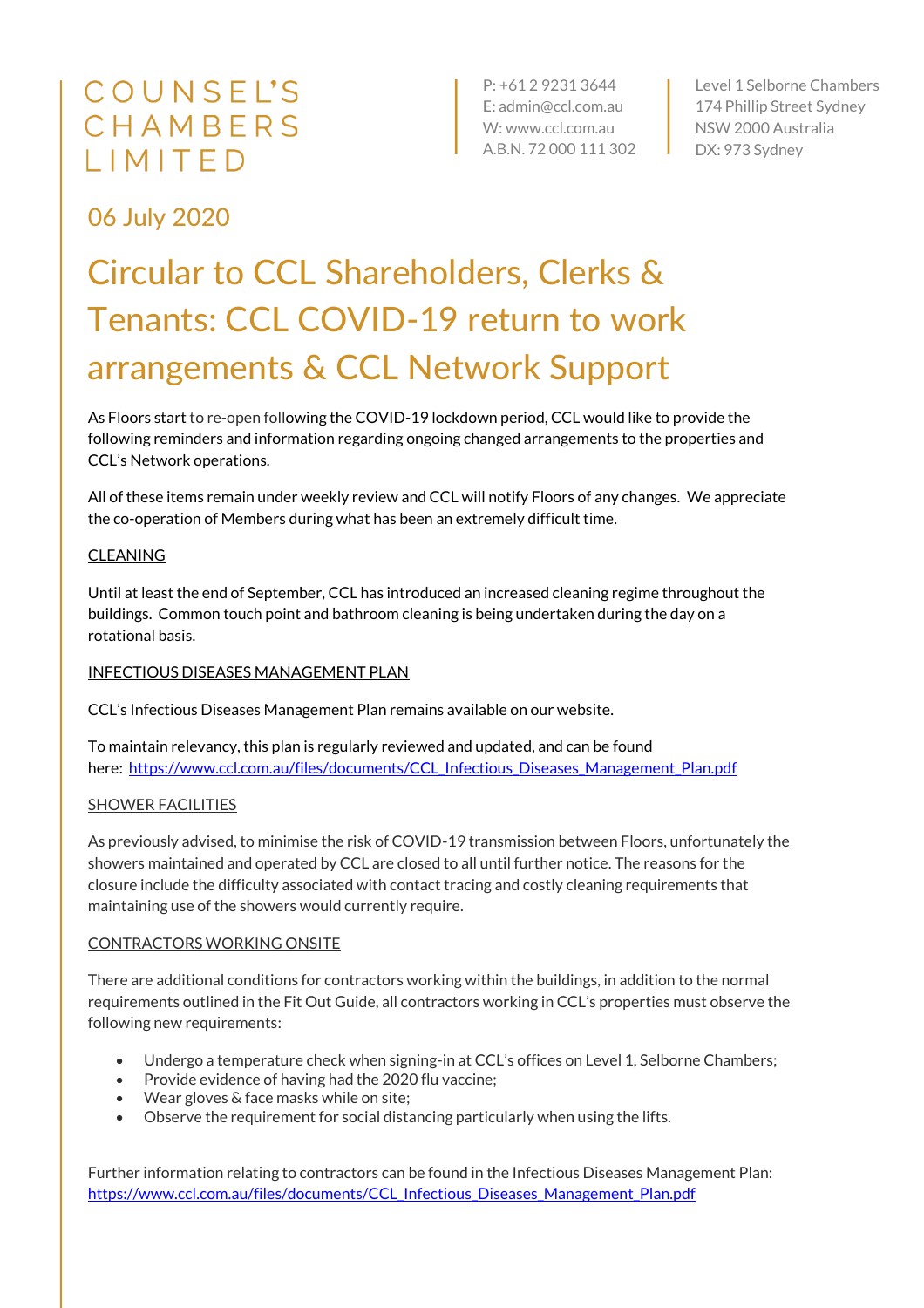COUNSEL'S CHAMBERS LIMITED

P: +61 2 9231 3644
E: admin@ccl.com.au
W: www.ccl.com.au
A.B.N. 72 000 111 302

Level 1 Selborne Chambers
174 Phillip Street Sydney
NSW 2000 Australia
DX: 973 Sydney

06 July 2020

# Circular to CCL Shareholders, Clerks & Tenants: CCL COVID-19 return to work arrangements & CCL Network Support

As Floors start to re-open following the COVID-19 lockdown period, CCL would like to provide the following reminders and information regarding ongoing changed arrangements to the properties and CCL's Network operations.

All of these items remain under weekly review and CCL will notify Floors of any changes. We appreciate the co-operation of Members during what has been an extremely difficult time.

## CLEANING

Until at least the end of September, CCL has introduced an increased cleaning regime throughout the buildings. Common touch point and bathroom cleaning is being undertaken during the day on a rotational basis.

## INFECTIOUS DISEASES MANAGEMENT PLAN

CCL's Infectious Diseases Management Plan remains available on our website.

To maintain relevancy, this plan is regularly reviewed and updated, and can be found here: https://www.ccl.com.au/files/documents/CCL_Infectious_Diseases_Management_Plan.pdf

## SHOWER FACILITIES

As previously advised, to minimise the risk of COVID-19 transmission between Floors, unfortunately the showers maintained and operated by CCL are closed to all until further notice. The reasons for the closure include the difficulty associated with contact tracing and costly cleaning requirements that maintaining use of the showers would currently require.

## CONTRACTORS WORKING ONSITE

There are additional conditions for contractors working within the buildings, in addition to the normal requirements outlined in the Fit Out Guide, all contractors working in CCL's properties must observe the following new requirements:

- Undergo a temperature check when signing-in at CCL's offices on Level 1, Selborne Chambers;
- Provide evidence of having had the 2020 flu vaccine;
- Wear gloves & face masks while on site;
- Observe the requirement for social distancing particularly when using the lifts.

Further information relating to contractors can be found in the Infectious Diseases Management Plan: https://www.ccl.com.au/files/documents/CCL_Infectious_Diseases_Management_Plan.pdf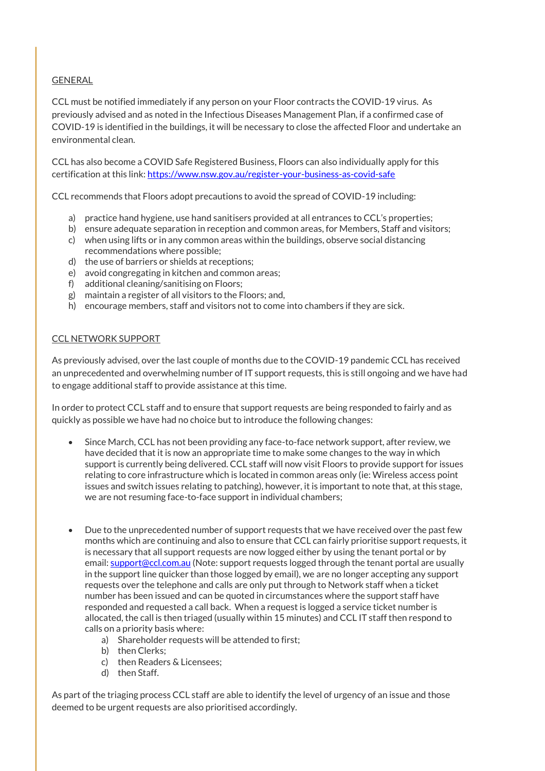GENERAL

CCL must be notified immediately if any person on your Floor contracts the COVID-19 virus. As previously advised and as noted in the Infectious Diseases Management Plan, if a confirmed case of COVID-19 is identified in the buildings, it will be necessary to close the affected Floor and undertake an environmental clean.

CCL has also become a COVID Safe Registered Business, Floors can also individually apply for this certification at this link: [https://www.nsw.gov.au/register-your-business-as-covid-safe](https://www.nsw.gov.au/register-your-business-as-covid-safe)

CCL recommends that Floors adopt precautions to avoid the spread of COVID-19 including:

a) practice hand hygiene, use hand sanitisers provided at all entrances to CCL's properties;
b) ensure adequate separation in reception and common areas, for Members, Staff and visitors;
c) when using lifts or in any common areas within the buildings, observe social distancing recommendations where possible;
d) the use of barriers or shields at receptions;
e) avoid congregating in kitchen and common areas;
f) additional cleaning/sanitising on Floors;
g) maintain a register of all visitors to the Floors; and,
h) encourage members, staff and visitors not to come into chambers if they are sick.

CCL NETWORK SUPPORT

As previously advised, over the last couple of months due to the COVID-19 pandemic CCL has received an unprecedented and overwhelming number of IT support requests, this is still ongoing and we have had to engage additional staff to provide assistance at this time.

In order to protect CCL staff and to ensure that support requests are being responded to fairly and as quickly as possible we have had no choice but to introduce the following changes:

- Since March, CCL has not been providing any face-to-face network support, after review, we have decided that it is now an appropriate time to make some changes to the way in which support is currently being delivered. CCL staff will now visit Floors to provide support for issues relating to core infrastructure which is located in common areas only (ie: Wireless access point issues and switch issues relating to patching), however, it is important to note that, at this stage, we are not resuming face-to-face support in individual chambers;

- Due to the unprecedented number of support requests that we have received over the past few months which are continuing and also to ensure that CCL can fairly prioritise support requests, it is necessary that all support requests are now logged either by using the tenant portal or by email: [support@ccl.com.au](mailto:support@ccl.com.au) (Note: support requests logged through the tenant portal are usually in the support line quicker than those logged by email), we are no longer accepting any support requests over the telephone and calls are only put through to Network staff when a ticket number has been issued and can be quoted in circumstances where the support staff have responded and requested a call back. When a request is logged a service ticket number is allocated, the call is then triaged (usually within 15 minutes) and CCL IT staff then respond to calls on a priority basis where:
  a) Shareholder requests will be attended to first;
  b) then Clerks;
  c) then Readers & Licensees;
  d) then Staff.

As part of the triaging process CCL staff are able to identify the level of urgency of an issue and those deemed to be urgent requests are also prioritised accordingly.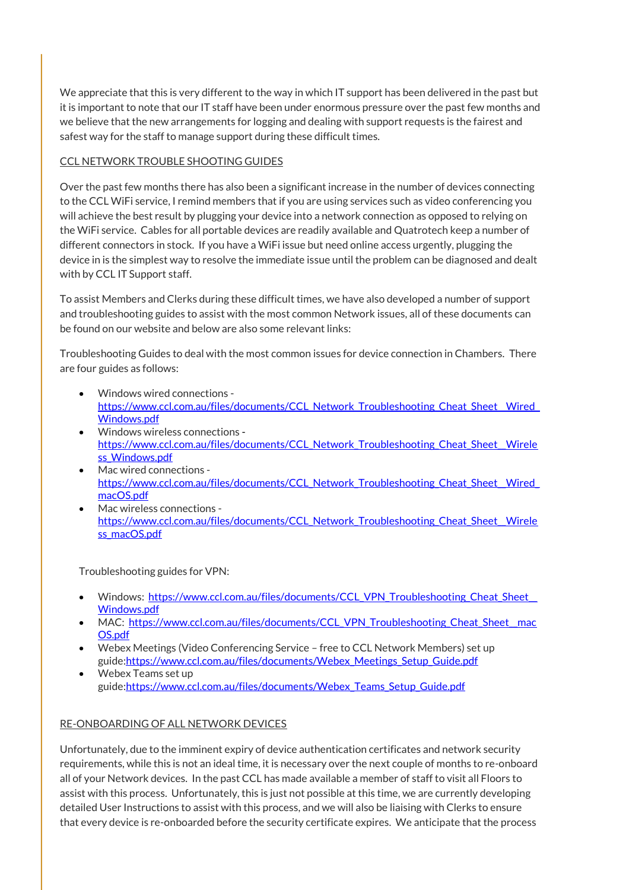We appreciate that this is very different to the way in which IT support has been delivered in the past but it is important to note that our IT staff have been under enormous pressure over the past few months and we believe that the new arrangements for logging and dealing with support requests is the fairest and safest way for the staff to manage support during these difficult times.

CCL NETWORK TROUBLE SHOOTING GUIDES

Over the past few months there has also been a significant increase in the number of devices connecting to the CCL WiFi service, I remind members that if you are using services such as video conferencing you will achieve the best result by plugging your device into a network connection as opposed to relying on the WiFi service. Cables for all portable devices are readily available and Quatrotech keep a number of different connectors in stock. If you have a WiFi issue but need online access urgently, plugging the device in is the simplest way to resolve the immediate issue until the problem can be diagnosed and dealt with by CCL IT Support staff.

To assist Members and Clerks during these difficult times, we have also developed a number of support and troubleshooting guides to assist with the most common Network issues, all of these documents can be found on our website and below are also some relevant links:

Troubleshooting Guides to deal with the most common issues for device connection in Chambers. There are four guides as follows:

- Windows wired connections - https://www.ccl.com.au/files/documents/CCL_Network_Troubleshooting_Cheat_Sheet__Wired_Windows.pdf
- Windows wireless connections - https://www.ccl.com.au/files/documents/CCL_Network_Troubleshooting_Cheat_Sheet__Wireless_Windows.pdf
- Mac wired connections - https://www.ccl.com.au/files/documents/CCL_Network_Troubleshooting_Cheat_Sheet__Wired_macOS.pdf
- Mac wireless connections - https://www.ccl.com.au/files/documents/CCL_Network_Troubleshooting_Cheat_Sheet__Wireless_macOS.pdf

Troubleshooting guides for VPN:

- Windows: https://www.ccl.com.au/files/documents/CCL_VPN_Troubleshooting_Cheat_Sheet__Windows.pdf
- MAC: https://www.ccl.com.au/files/documents/CCL_VPN_Troubleshooting_Cheat_Sheet__macOS.pdf
- Webex Meetings (Video Conferencing Service – free to CCL Network Members) set up guide:https://www.ccl.com.au/files/documents/Webex_Meetings_Setup_Guide.pdf
- Webex Teams set up guide:https://www.ccl.com.au/files/documents/Webex_Teams_Setup_Guide.pdf

RE-ONBOARDING OF ALL NETWORK DEVICES

Unfortunately, due to the imminent expiry of device authentication certificates and network security requirements, while this is not an ideal time, it is necessary over the next couple of months to re-onboard all of your Network devices. In the past CCL has made available a member of staff to visit all Floors to assist with this process. Unfortunately, this is just not possible at this time, we are currently developing detailed User Instructions to assist with this process, and we will also be liaising with Clerks to ensure that every device is re-onboarded before the security certificate expires. We anticipate that the process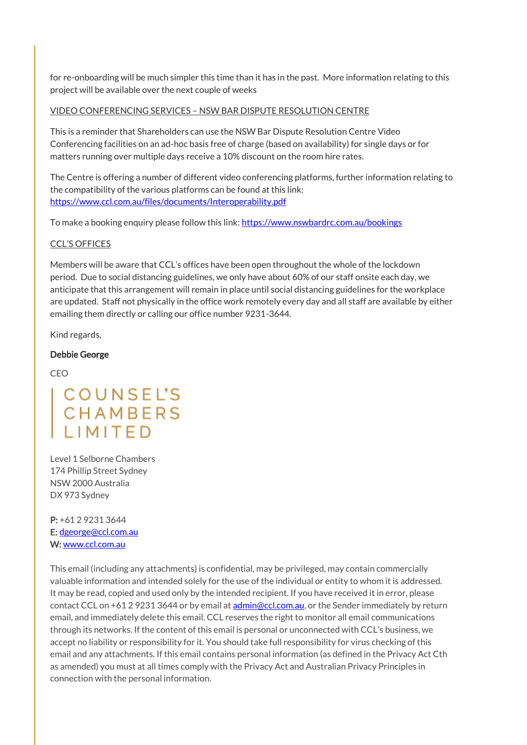for re-onboarding will be much simpler this time than it has in the past. More information relating to this project will be available over the next couple of weeks

VIDEO CONFERENCING SERVICES – NSW BAR DISPUTE RESOLUTION CENTRE

This is a reminder that Shareholders can use the NSW Bar Dispute Resolution Centre Video Conferencing facilities on an ad-hoc basis free of charge (based on availability) for single days or for matters running over multiple days receive a 10% discount on the room hire rates.

The Centre is offering a number of different video conferencing platforms, further information relating to the compatibility of the various platforms can be found at this link: https://www.ccl.com.au/files/documents/Interoperability.pdf

To make a booking enquiry please follow this link: https://www.nswbardrc.com.au/bookings

CCL'S OFFICES

Members will be aware that CCL's offices have been open throughout the whole of the lockdown period. Due to social distancing guidelines, we only have about 60% of our staff onsite each day, we anticipate that this arrangement will remain in place until social distancing guidelines for the workplace are updated. Staff not physically in the office work remotely every day and all staff are available by either emailing them directly or calling our office number 9231-3644.

Kind regards,

**Debbie George**

CEO

COUNSEL'S CHAMBERS LIMITED

Level 1 Selborne Chambers  
174 Phillip Street Sydney  
NSW 2000 Australia  
DX 973 Sydney

**P:** +61 2 9231 3644  
**E:** dgeorge@ccl.com.au  
**W:** www.ccl.com.au

This email (including any attachments) is confidential, may be privileged, may contain commercially valuable information and intended solely for the use of the individual or entity to whom it is addressed. It may be read, copied and used only by the intended recipient. If you have received it in error, please contact CCL on +61 2 9231 3644 or by email at admin@ccl.com.au, or the Sender immediately by return email, and immediately delete this email. CCL reserves the right to monitor all email communications through its networks. If the content of this email is personal or unconnected with CCL's business, we accept no liability or responsibility for it. You should take full responsibility for virus checking of this email and any attachments. If this email contains personal information (as defined in the Privacy Act Cth as amended) you must at all times comply with the Privacy Act and Australian Privacy Principles in connection with the personal information.